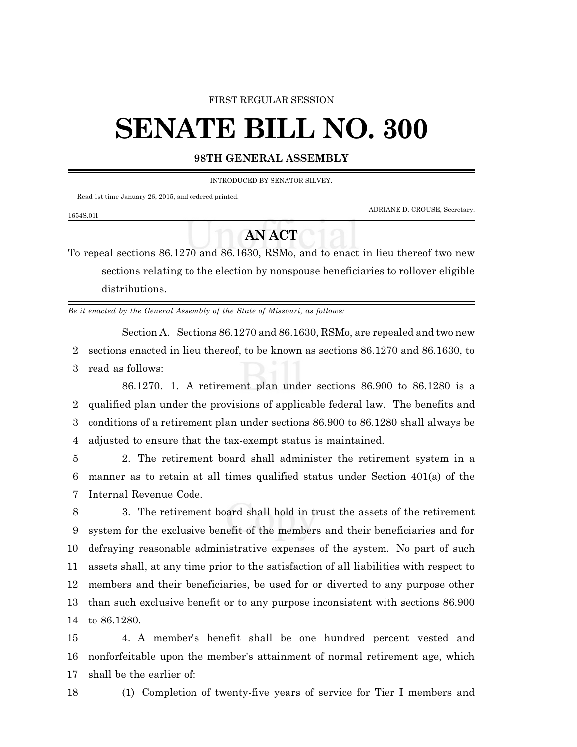FIRST REGULAR SESSION

# SENATE BILL NO. 300

**98TH GENERAL ASSEMBLY**

INTRODUCED BY SENATOR SILVEY.

Read 1st time January 26, 2015, and ordered printed.

ADRIANE D. CROUSE, Secretary.

1654S.01I

## AN ACT

To repeal sections 86.1270 and 86.1630, RSMo, and to enact in lieu thereof two new sections relating to the election by nonspouse beneficiaries to rollover eligible distributions.

*Be it enacted by the General Assembly of the State of Missouri, as follows:*

Section A. Sections 86.1270 and 86.1630, RSMo, are repealed and two new sections enacted in lieu thereof, to be known as sections 86.1270 and 86.1630, to read as follows:

86.1270. 1. A retirement plan under sections 86.900 to 86.1280 is a qualified plan under the provisions of applicable federal law. The benefits and conditions of a retirement plan under sections 86.900 to 86.1280 shall always be adjusted to ensure that the tax-exempt status is maintained.

2. The retirement board shall administer the retirement system in a manner as to retain at all times qualified status under Section 401(a) of the Internal Revenue Code.

3. The retirement board shall hold in trust the assets of the retirement system for the exclusive benefit of the members and their beneficiaries and for defraying reasonable administrative expenses of the system. No part of such assets shall, at any time prior to the satisfaction of all liabilities with respect to members and their beneficiaries, be used for or diverted to any purpose other than such exclusive benefit or to any purpose inconsistent with sections 86.900 to 86.1280.

4. A member's benefit shall be one hundred percent vested and nonforfeitable upon the member's attainment of normal retirement age, which shall be the earlier of:

(1) Completion of twenty-five years of service for Tier I members and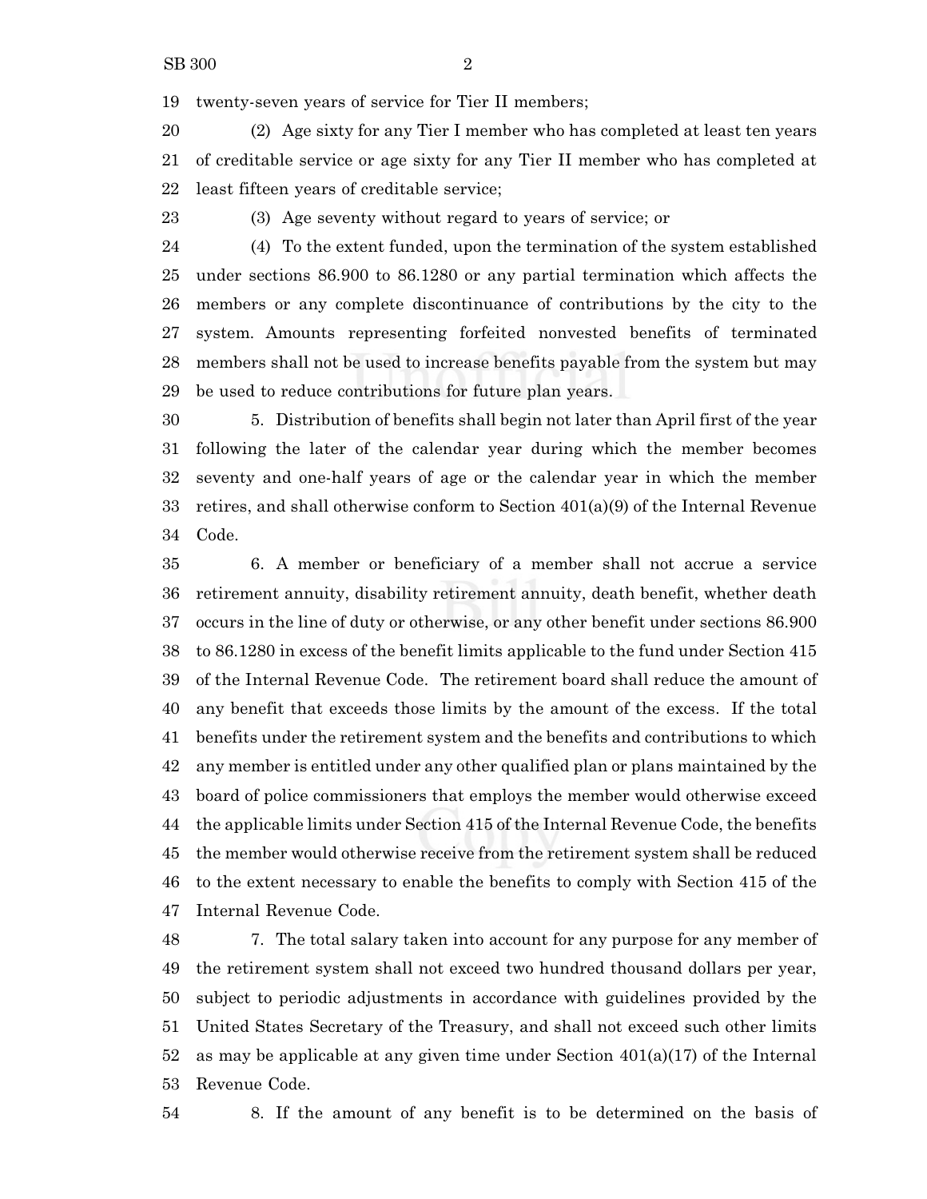twenty-seven years of service for Tier II members;

(2) Age sixty for any Tier I member who has completed at least ten years of creditable service or age sixty for any Tier II member who has completed at least fifteen years of creditable service;

(3) Age seventy without regard to years of service; or

(4) To the extent funded, upon the termination of the system established under sections 86.900 to 86.1280 or any partial termination which affects the members or any complete discontinuance of contributions by the city to the system. Amounts representing forfeited nonvested benefits of terminated members shall not be used to increase benefits payable from the system but may be used to reduce contributions for future plan years.

5. Distribution of benefits shall begin not later than April first of the year following the later of the calendar year during which the member becomes seventy and one-half years of age or the calendar year in which the member retires, and shall otherwise conform to Section 401(a)(9) of the Internal Revenue Code.

6. A member or beneficiary of a member shall not accrue a service retirement annuity, disability retirement annuity, death benefit, whether death occurs in the line of duty or otherwise, or any other benefit under sections 86.900 to 86.1280 in excess of the benefit limits applicable to the fund under Section 415 of the Internal Revenue Code. The retirement board shall reduce the amount of any benefit that exceeds those limits by the amount of the excess. If the total benefits under the retirement system and the benefits and contributions to which any member is entitled under any other qualified plan or plans maintained by the board of police commissioners that employs the member would otherwise exceed the applicable limits under Section 415 of the Internal Revenue Code, the benefits the member would otherwise receive from the retirement system shall be reduced to the extent necessary to enable the benefits to comply with Section 415 of the Internal Revenue Code.

7. The total salary taken into account for any purpose for any member of the retirement system shall not exceed two hundred thousand dollars per year, subject to periodic adjustments in accordance with guidelines provided by the United States Secretary of the Treasury, and shall not exceed such other limits as may be applicable at any given time under Section 401(a)(17) of the Internal Revenue Code.

8. If the amount of any benefit is to be determined on the basis of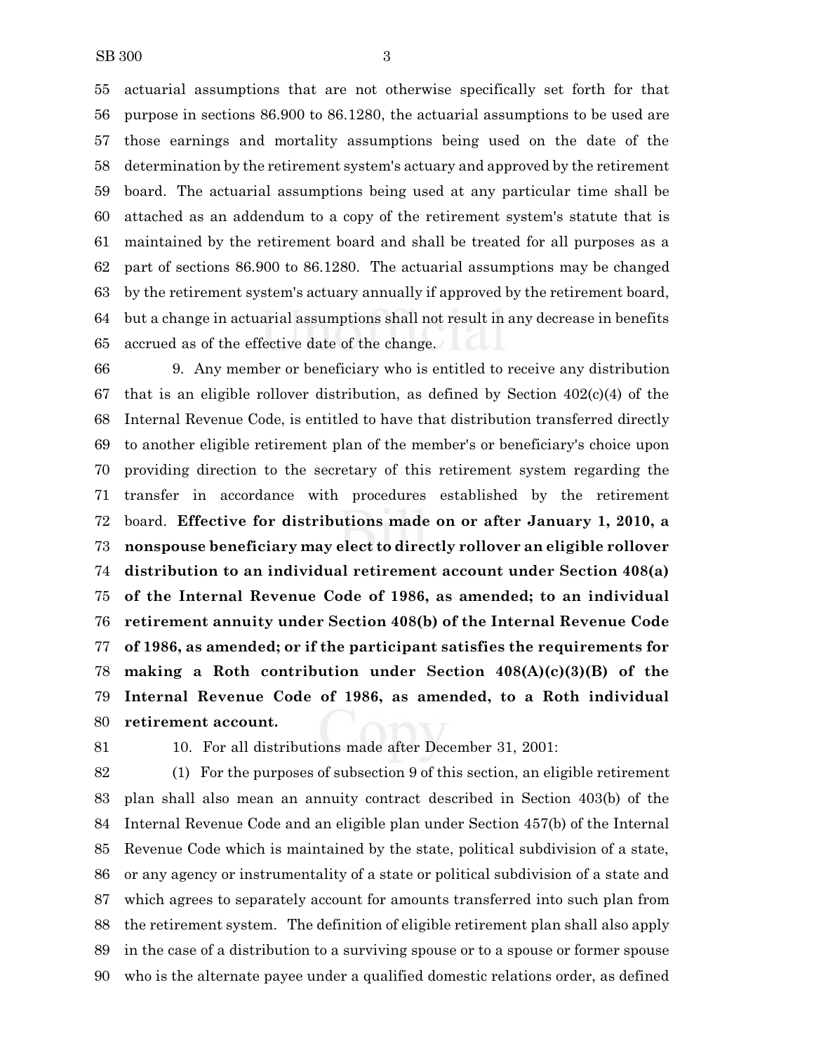actuarial assumptions that are not otherwise specifically set forth for that purpose in sections 86.900 to 86.1280, the actuarial assumptions to be used are those earnings and mortality assumptions being used on the date of the determination by the retirement system's actuary and approved by the retirement board. The actuarial assumptions being used at any particular time shall be attached as an addendum to a copy of the retirement system's statute that is maintained by the retirement board and shall be treated for all purposes as a part of sections 86.900 to 86.1280. The actuarial assumptions may be changed by the retirement system's actuary annually if approved by the retirement board, but a change in actuarial assumptions shall not result in any decrease in benefits accrued as of the effective date of the change.

9. Any member or beneficiary who is entitled to receive any distribution that is an eligible rollover distribution, as defined by Section 402(c)(4) of the Internal Revenue Code, is entitled to have that distribution transferred directly to another eligible retirement plan of the member's or beneficiary's choice upon providing direction to the secretary of this retirement system regarding the transfer in accordance with procedures established by the retirement board. **Effective for distributions made on or after January 1, 2010, a nonspouse beneficiary may elect to directly rollover an eligible rollover distribution to an individual retirement account under Section 408(a) of the Internal Revenue Code of 1986, as amended; to an individual retirement annuity under Section 408(b) of the Internal Revenue Code of 1986, as amended; or if the participant satisfies the requirements for making a Roth contribution under Section 408(A)(c)(3)(B) of the Internal Revenue Code of 1986, as amended, to a Roth individual retirement account.**

10. For all distributions made after December 31, 2001:

(1) For the purposes of subsection 9 of this section, an eligible retirement plan shall also mean an annuity contract described in Section 403(b) of the Internal Revenue Code and an eligible plan under Section 457(b) of the Internal Revenue Code which is maintained by the state, political subdivision of a state, or any agency or instrumentality of a state or political subdivision of a state and which agrees to separately account for amounts transferred into such plan from the retirement system. The definition of eligible retirement plan shall also apply in the case of a distribution to a surviving spouse or to a spouse or former spouse who is the alternate payee under a qualified domestic relations order, as defined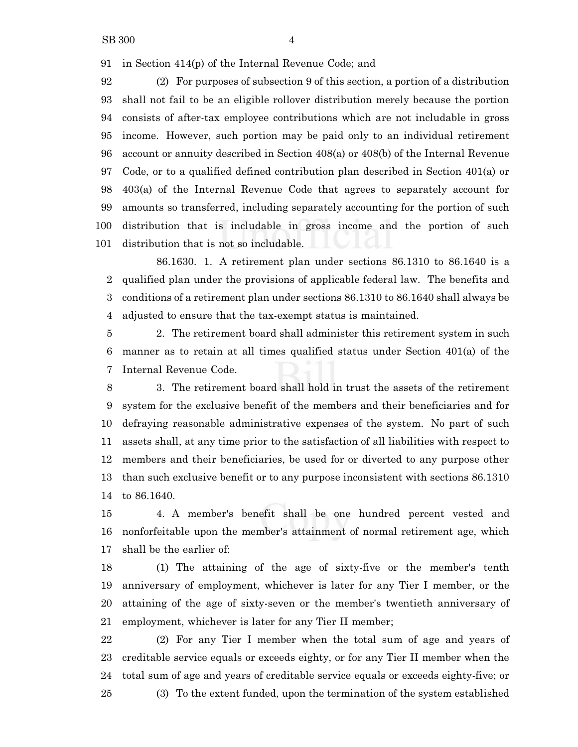in Section 414(p) of the Internal Revenue Code; and

(2) For purposes of subsection 9 of this section, a portion of a distribution shall not fail to be an eligible rollover distribution merely because the portion consists of after-tax employee contributions which are not includable in gross income. However, such portion may be paid only to an individual retirement account or annuity described in Section 408(a) or 408(b) of the Internal Revenue Code, or to a qualified defined contribution plan described in Section 401(a) or 403(a) of the Internal Revenue Code that agrees to separately account for amounts so transferred, including separately accounting for the portion of such distribution that is includable in gross income and the portion of such distribution that is not so includable.

86.1630. 1. A retirement plan under sections 86.1310 to 86.1640 is a qualified plan under the provisions of applicable federal law. The benefits and conditions of a retirement plan under sections 86.1310 to 86.1640 shall always be adjusted to ensure that the tax-exempt status is maintained.

2. The retirement board shall administer this retirement system in such manner as to retain at all times qualified status under Section 401(a) of the Internal Revenue Code.

3. The retirement board shall hold in trust the assets of the retirement system for the exclusive benefit of the members and their beneficiaries and for defraying reasonable administrative expenses of the system. No part of such assets shall, at any time prior to the satisfaction of all liabilities with respect to members and their beneficiaries, be used for or diverted to any purpose other than such exclusive benefit or to any purpose inconsistent with sections 86.1310 to 86.1640.

4. A member's benefit shall be one hundred percent vested and nonforfeitable upon the member's attainment of normal retirement age, which shall be the earlier of:

(1) The attaining of the age of sixty-five or the member's tenth anniversary of employment, whichever is later for any Tier I member, or the attaining of the age of sixty-seven or the member's twentieth anniversary of employment, whichever is later for any Tier II member;

(2) For any Tier I member when the total sum of age and years of creditable service equals or exceeds eighty, or for any Tier II member when the total sum of age and years of creditable service equals or exceeds eighty-five; or

(3) To the extent funded, upon the termination of the system established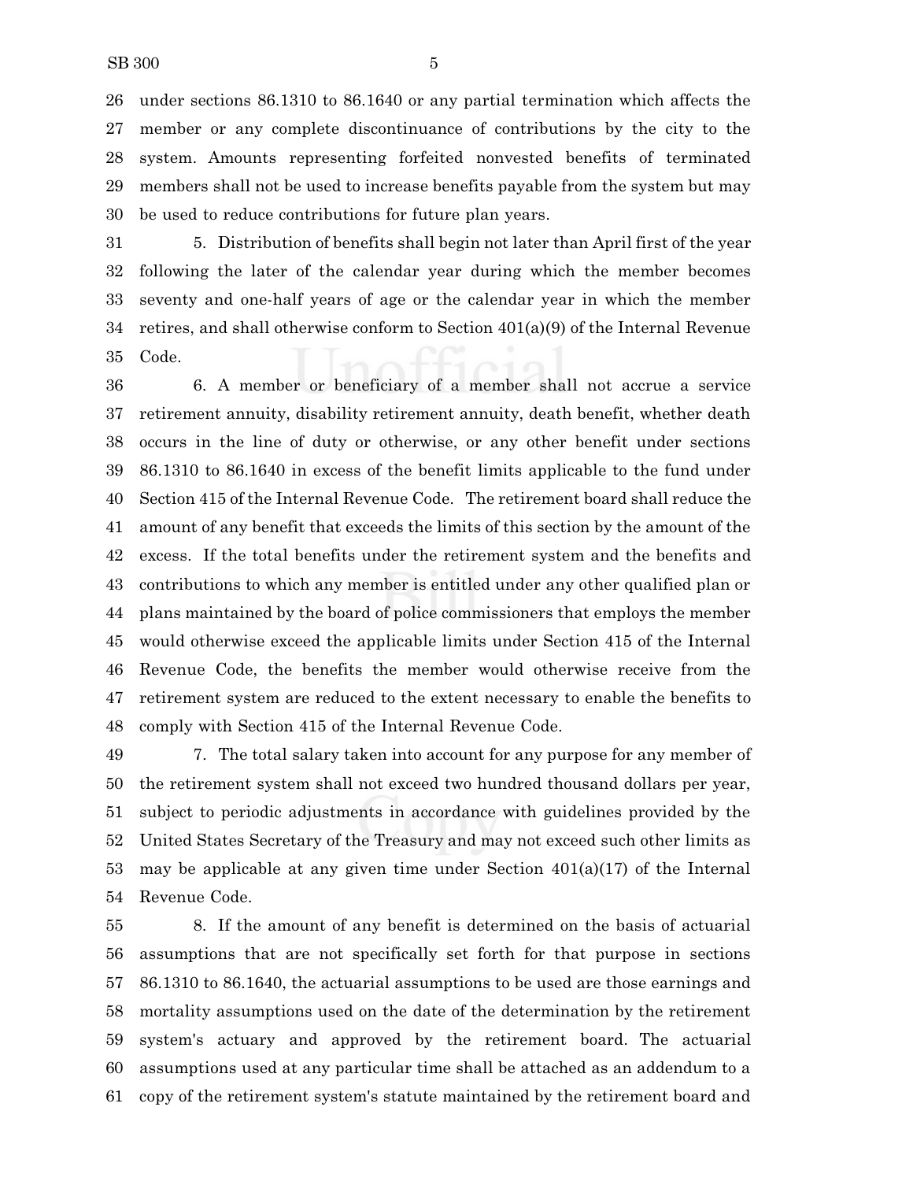under sections 86.1310 to 86.1640 or any partial termination which affects the member or any complete discontinuance of contributions by the city to the system. Amounts representing forfeited nonvested benefits of terminated members shall not be used to increase benefits payable from the system but may be used to reduce contributions for future plan years.

5. Distribution of benefits shall begin not later than April first of the year following the later of the calendar year during which the member becomes seventy and one-half years of age or the calendar year in which the member retires, and shall otherwise conform to Section 401(a)(9) of the Internal Revenue Code.

6. A member or beneficiary of a member shall not accrue a service retirement annuity, disability retirement annuity, death benefit, whether death occurs in the line of duty or otherwise, or any other benefit under sections 86.1310 to 86.1640 in excess of the benefit limits applicable to the fund under Section 415 of the Internal Revenue Code. The retirement board shall reduce the amount of any benefit that exceeds the limits of this section by the amount of the excess. If the total benefits under the retirement system and the benefits and contributions to which any member is entitled under any other qualified plan or plans maintained by the board of police commissioners that employs the member would otherwise exceed the applicable limits under Section 415 of the Internal Revenue Code, the benefits the member would otherwise receive from the retirement system are reduced to the extent necessary to enable the benefits to comply with Section 415 of the Internal Revenue Code.

7. The total salary taken into account for any purpose for any member of the retirement system shall not exceed two hundred thousand dollars per year, subject to periodic adjustments in accordance with guidelines provided by the United States Secretary of the Treasury and may not exceed such other limits as may be applicable at any given time under Section 401(a)(17) of the Internal Revenue Code.

8. If the amount of any benefit is determined on the basis of actuarial assumptions that are not specifically set forth for that purpose in sections 86.1310 to 86.1640, the actuarial assumptions to be used are those earnings and mortality assumptions used on the date of the determination by the retirement system's actuary and approved by the retirement board. The actuarial assumptions used at any particular time shall be attached as an addendum to a copy of the retirement system's statute maintained by the retirement board and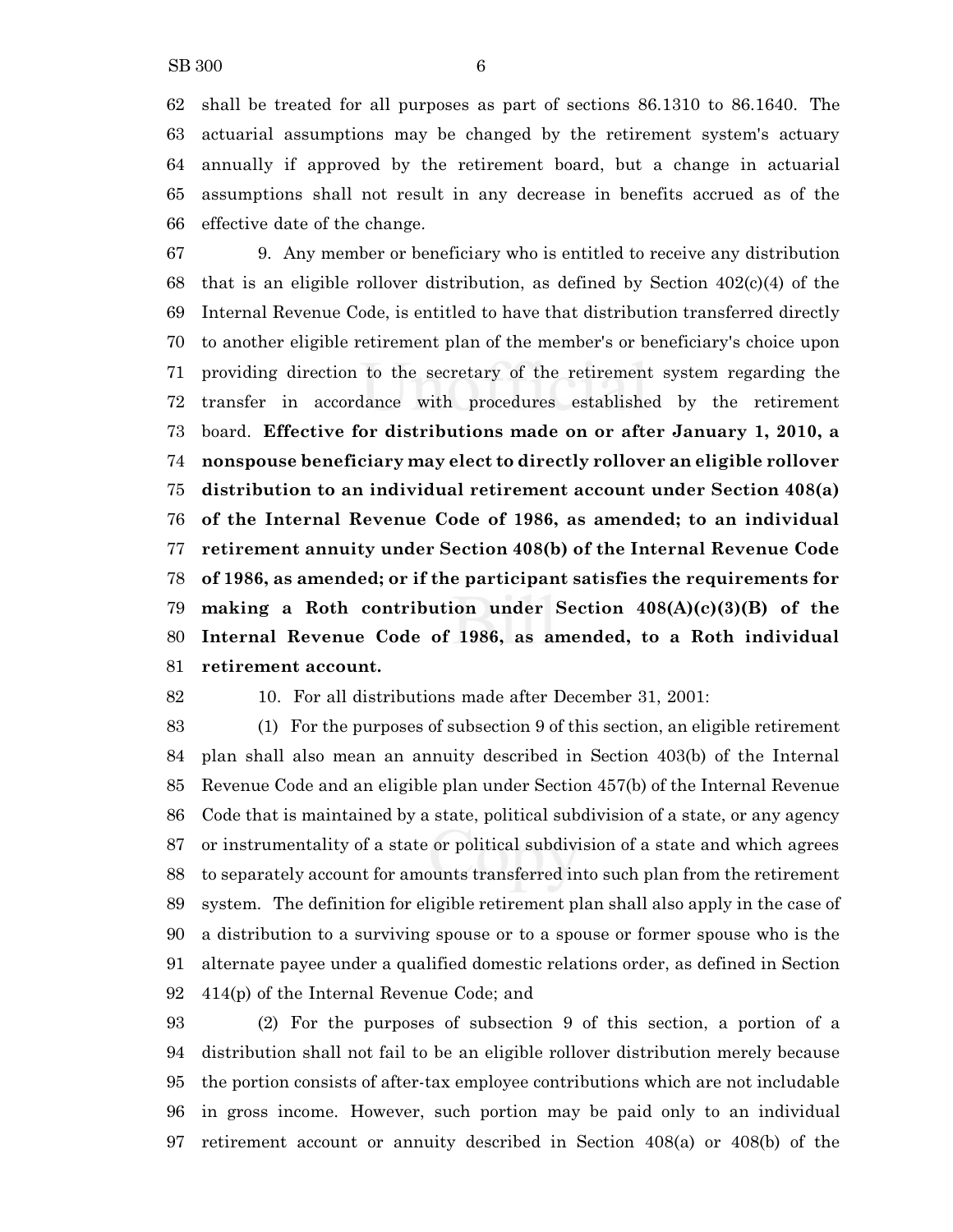shall be treated for all purposes as part of sections 86.1310 to 86.1640. The actuarial assumptions may be changed by the retirement system's actuary annually if approved by the retirement board, but a change in actuarial assumptions shall not result in any decrease in benefits accrued as of the effective date of the change.

9. Any member or beneficiary who is entitled to receive any distribution that is an eligible rollover distribution, as defined by Section 402(c)(4) of the Internal Revenue Code, is entitled to have that distribution transferred directly to another eligible retirement plan of the member's or beneficiary's choice upon providing direction to the secretary of the retirement system regarding the transfer in accordance with procedures established by the retirement board. **Effective for distributions made on or after January 1, 2010, a nonspouse beneficiary may elect to directly rollover an eligible rollover distribution to an individual retirement account under Section 408(a) of the Internal Revenue Code of 1986, as amended; to an individual retirement annuity under Section 408(b) of the Internal Revenue Code of 1986, as amended; or if the participant satisfies the requirements for making a Roth contribution under Section 408(A)(c)(3)(B) of the Internal Revenue Code of 1986, as amended, to a Roth individual retirement account.**

10. For all distributions made after December 31, 2001:

(1) For the purposes of subsection 9 of this section, an eligible retirement plan shall also mean an annuity described in Section 403(b) of the Internal Revenue Code and an eligible plan under Section 457(b) of the Internal Revenue Code that is maintained by a state, political subdivision of a state, or any agency or instrumentality of a state or political subdivision of a state and which agrees to separately account for amounts transferred into such plan from the retirement system. The definition for eligible retirement plan shall also apply in the case of a distribution to a surviving spouse or to a spouse or former spouse who is the alternate payee under a qualified domestic relations order, as defined in Section 414(p) of the Internal Revenue Code; and

(2) For the purposes of subsection 9 of this section, a portion of a distribution shall not fail to be an eligible rollover distribution merely because the portion consists of after-tax employee contributions which are not includable in gross income. However, such portion may be paid only to an individual retirement account or annuity described in Section 408(a) or 408(b) of the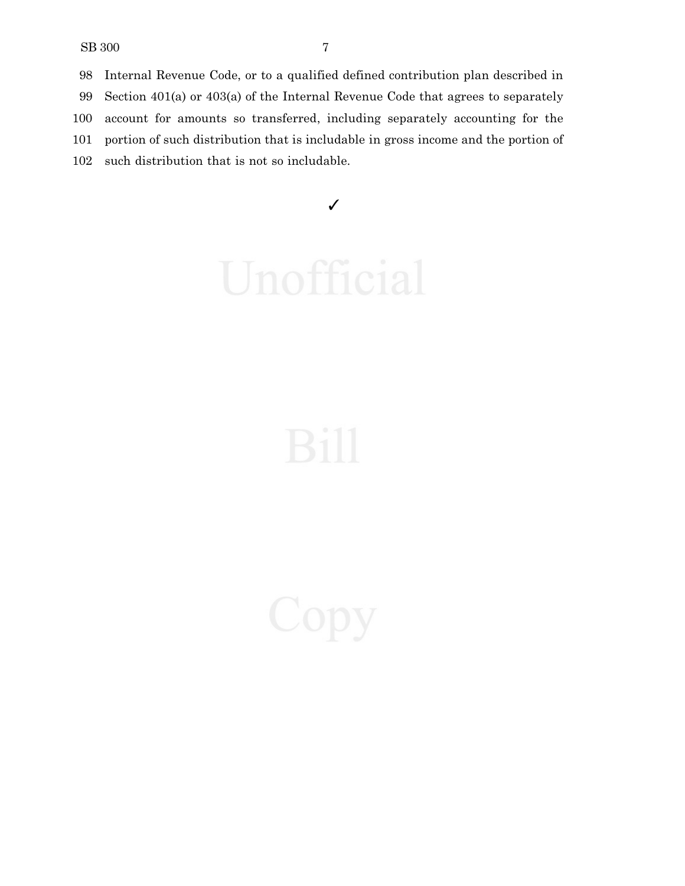98 Internal Revenue Code, or to a qualified defined contribution plan described in
99 Section 401(a) or 403(a) of the Internal Revenue Code that agrees to separately
100 account for amounts so transferred, including separately accounting for the
101 portion of such distribution that is includable in gross income and the portion of
102 such distribution that is not so includable.

✓